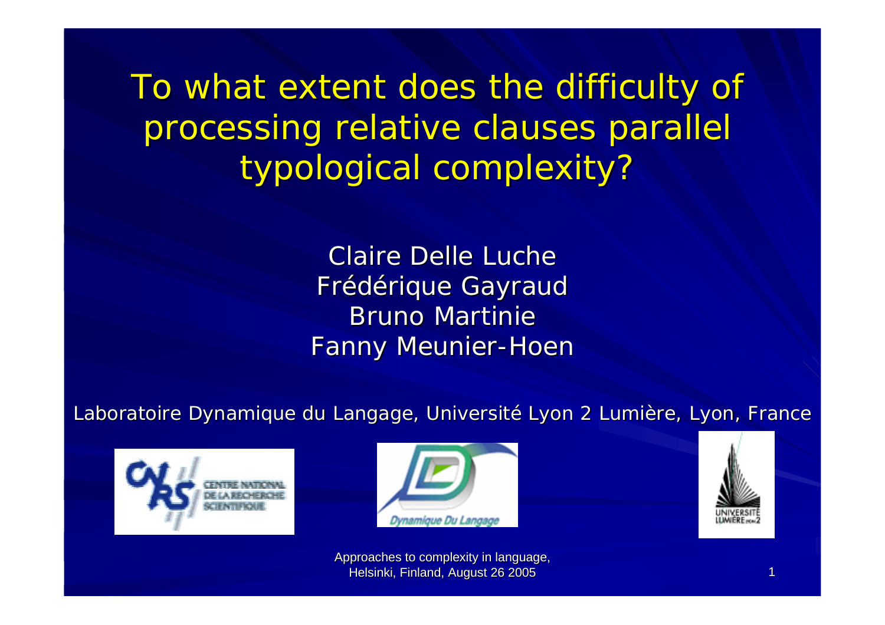# To what extent does the difficulty of processing relative clauses parallel typological complexity?

Claire Delle Luche
Frédérique Gayraud
Bruno Martinie
Fanny Meunier-Hoen

Laboratoire Dynamique du Langage, Université Lyon 2 Lumière, Lyon, France

Approaches to complexity in language,
Helsinki, Finland, August 26 2005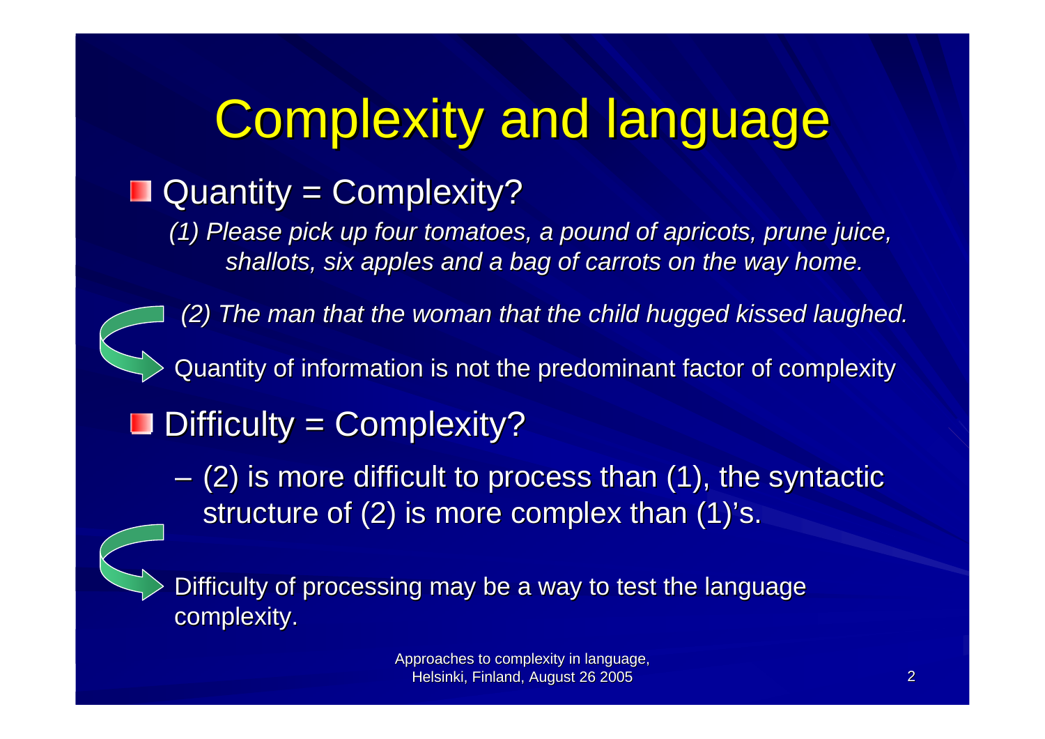# Complexity and language

- Quantity = Complexity?

  *(1) Please pick up four tomatoes, a pound of apricots, prune juice, shallots, six apples and a bag of carrots on the way home.*

  *(2) The man that the woman that the child hugged kissed laughed.*

  → Quantity of information is not the predominant factor of complexity

- Difficulty = Complexity?

  – (2) is more difficult to process than (1), the syntactic structure of (2) is more complex than (1)'s.

  → Difficulty of processing may be a way to test the language complexity.

Approaches to complexity in language, Helsinki, Finland, August 26 2005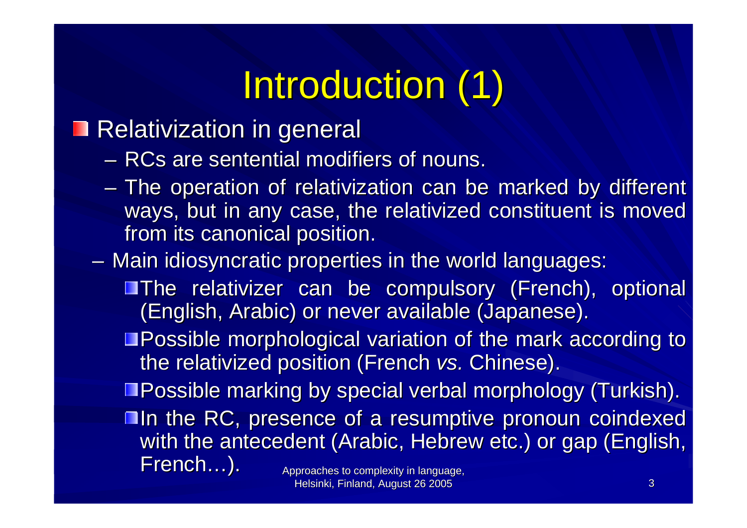# Introduction (1)

- Relativization in general
  - RCs are sentential modifiers of nouns.
  - The operation of relativization can be marked by different ways, but in any case, the relativized constituent is moved from its canonical position.
  - Main idiosyncratic properties in the world languages:
    - The relativizer can be compulsory (French), optional (English, Arabic) or never available (Japanese).
    - Possible morphological variation of the mark according to the relativized position (French *vs.* Chinese).
    - Possible marking by special verbal morphology (Turkish).
    - In the RC, presence of a resumptive pronoun coindexed with the antecedent (Arabic, Hebrew etc.) or gap (English, French…).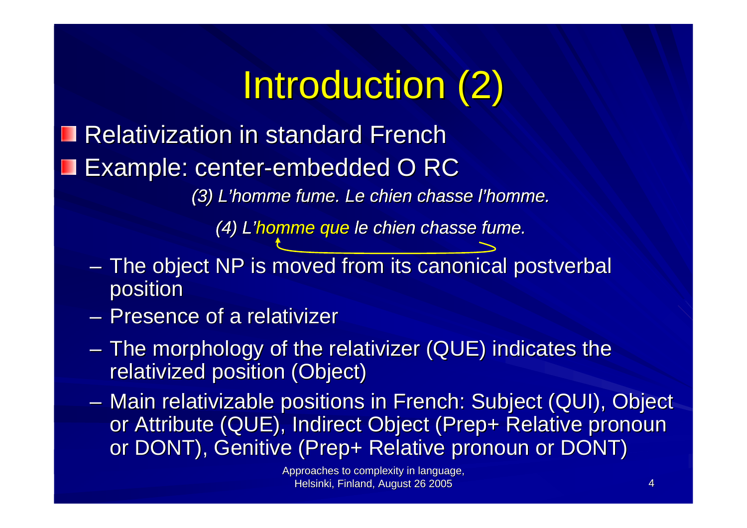# Introduction (2)

- Relativization in standard French
- Example: center-embedded O RC

  *(3) L'homme fume. Le chien chasse l'homme.*

  *(4) L'homme que le chien chasse fume.*

  - The object NP is moved from its canonical postverbal position
  - Presence of a relativizer
  - The morphology of the relativizer (QUE) indicates the relativized position (Object)
  - Main relativizable positions in French: Subject (QUI), Object or Attribute (QUE), Indirect Object (Prep+ Relative pronoun or DONT), Genitive (Prep+ Relative pronoun or DONT)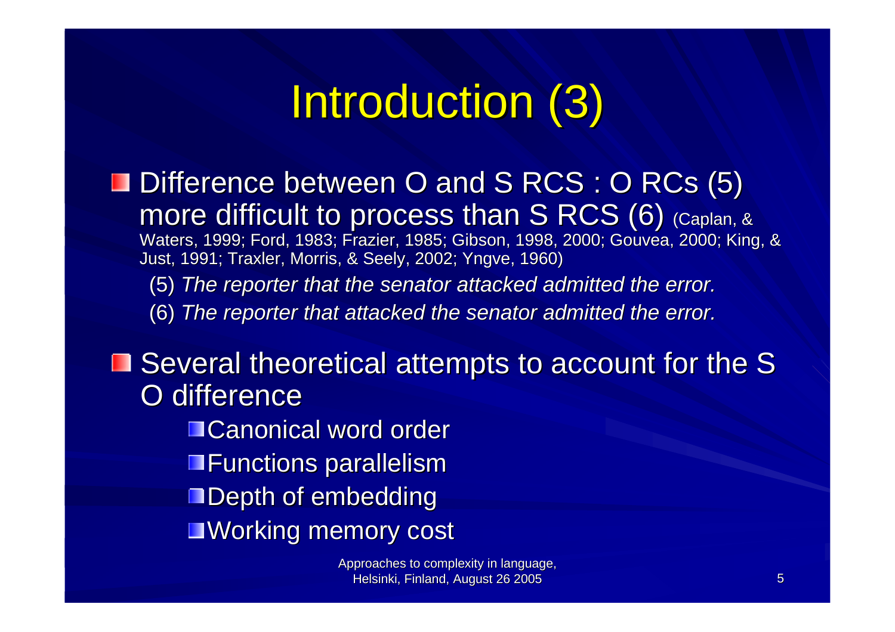# Introduction (3)

- Difference between O and S RCS : O RCs (5) more difficult to process than S RCS (6) (Caplan, & Waters, 1999; Ford, 1983; Frazier, 1985; Gibson, 1998, 2000; Gouvea, 2000; King, & Just, 1991; Traxler, Morris, & Seely, 2002; Yngve, 1960)

  (5) *The reporter that the senator attacked admitted the error.*

  (6) *The reporter that attacked the senator admitted the error.*

- Several theoretical attempts to account for the S O difference
  - Canonical word order
  - Functions parallelism
  - Depth of embedding
  - Working memory cost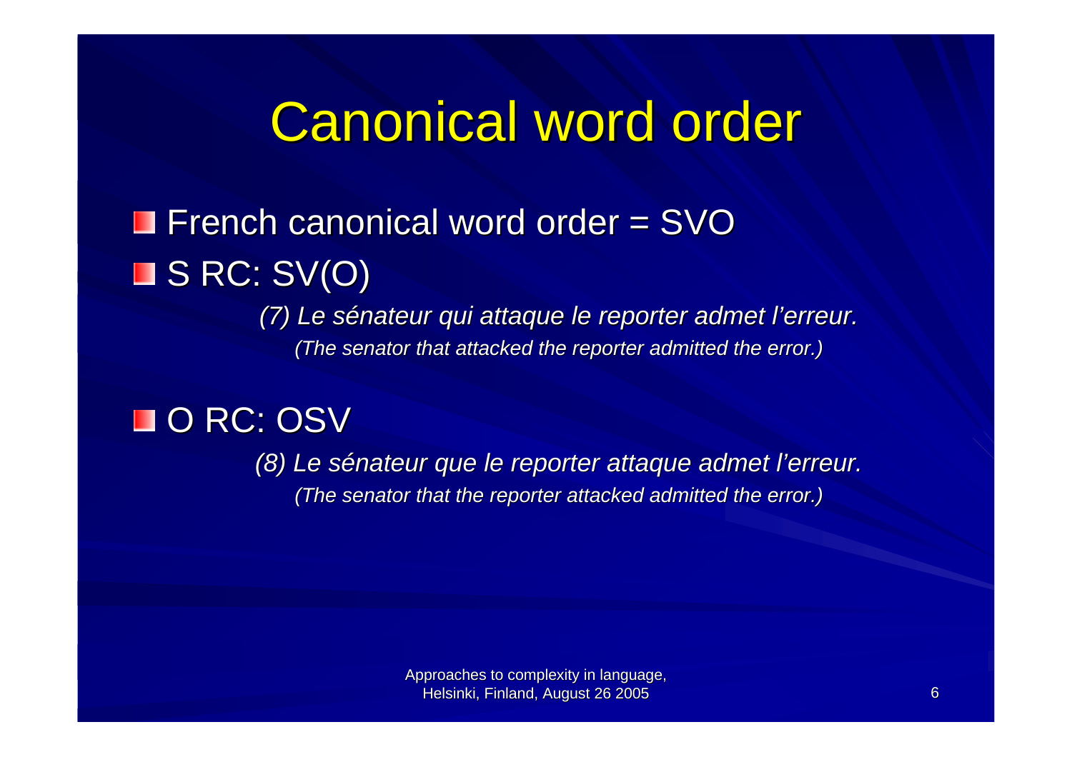# Canonical word order

- French canonical word order = SVO
- S RC: SV(O)

  *(7) Le sénateur qui attaque le reporter admet l'erreur.*
  *(The senator that attacked the reporter admitted the error.)*

- O RC: OSV

  *(8) Le sénateur que le reporter attaque admet l'erreur.*
  *(The senator that the reporter attacked admitted the error.)*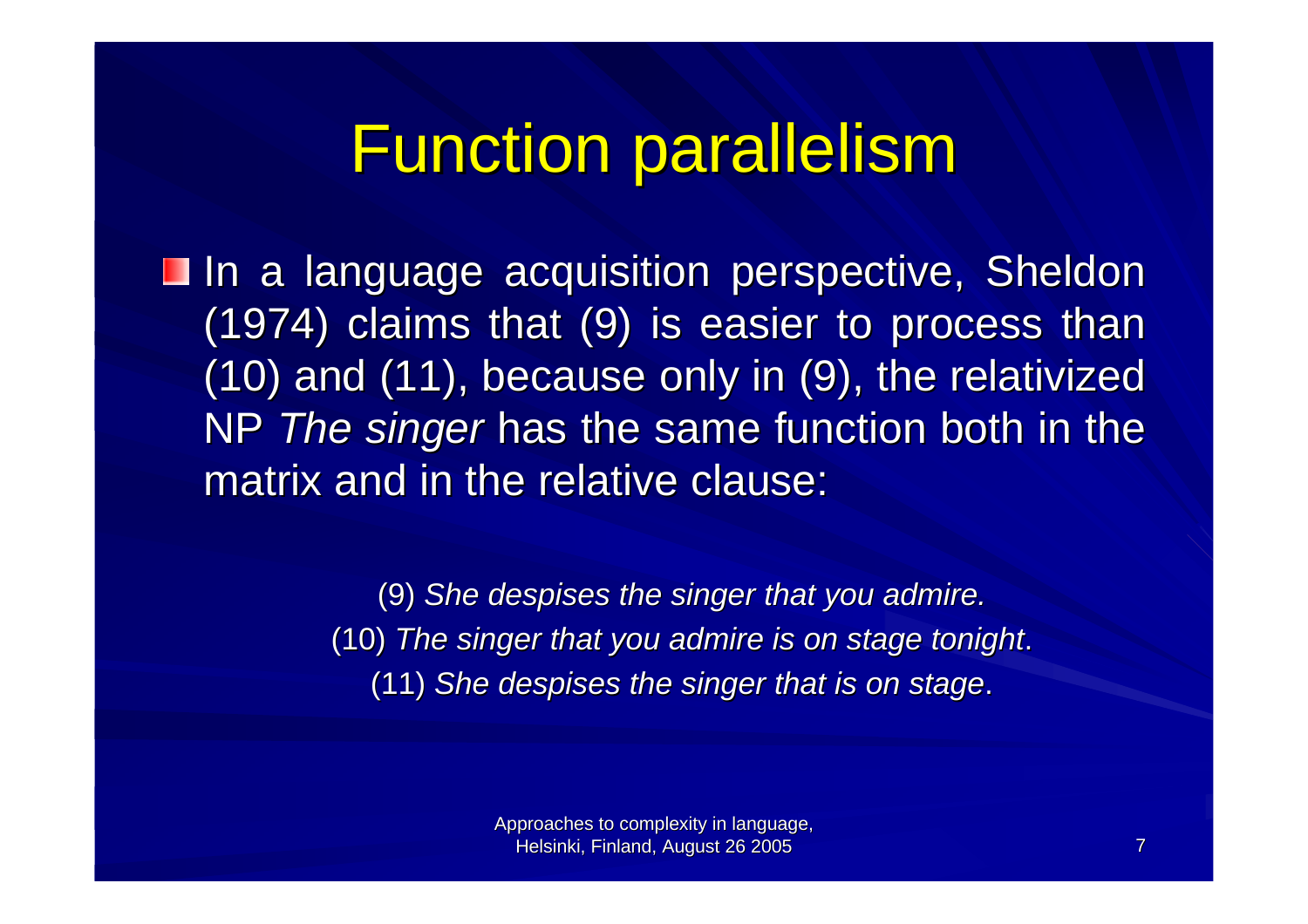# Function parallelism

- In a language acquisition perspective, Sheldon (1974) claims that (9) is easier to process than (10) and (11), because only in (9), the relativized NP *The singer* has the same function both in the matrix and in the relative clause:

(9) *She despises the singer that you admire.*
(10) *The singer that you admire is on stage tonight*.
(11) *She despises the singer that is on stage*.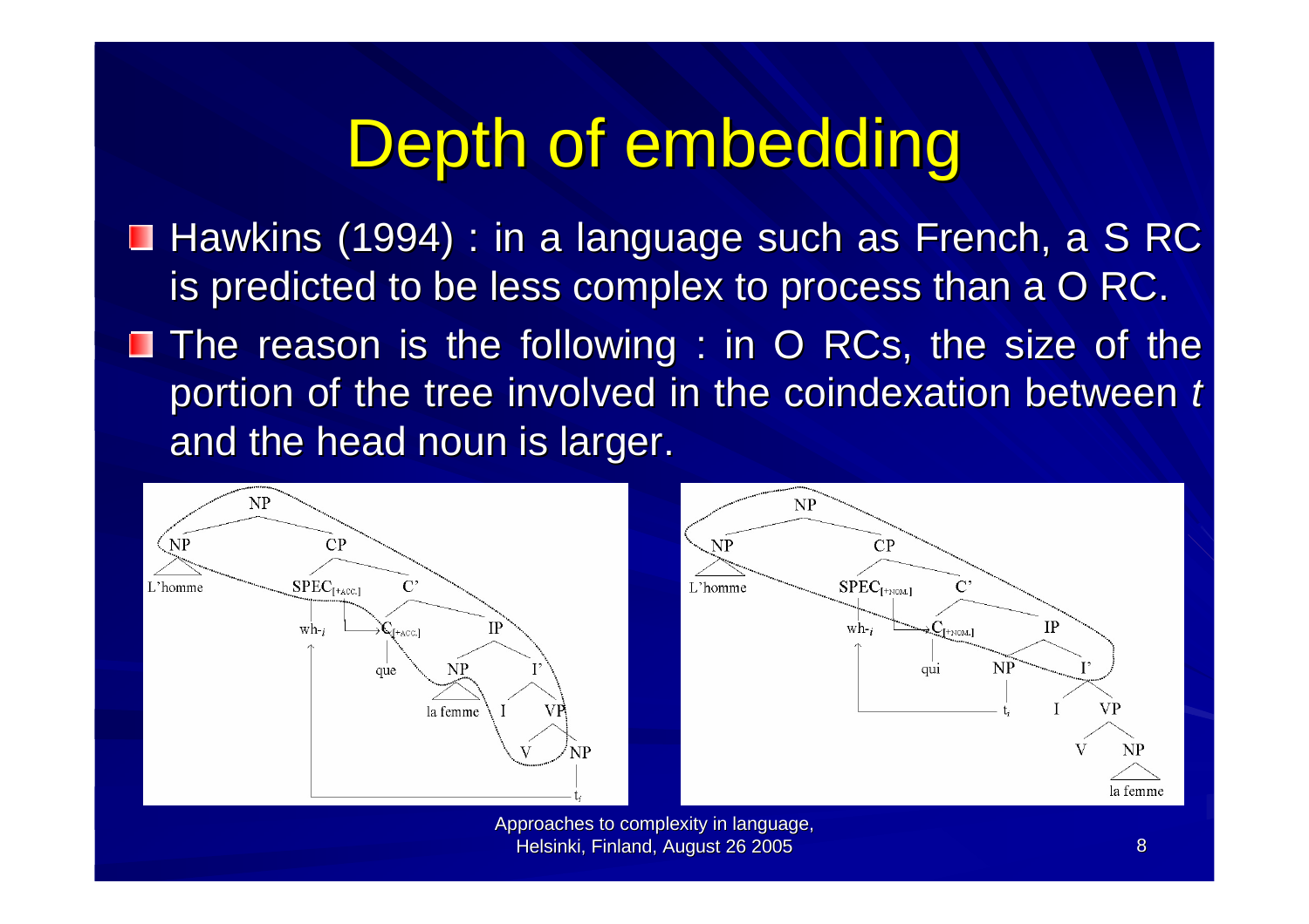# Depth of embedding

- Hawkins (1994) : in a language such as French, a S RC is predicted to be less complex to process than a O RC.
- The reason is the following : in O RCs, the size of the portion of the tree involved in the coindexation between *t* and the head noun is larger.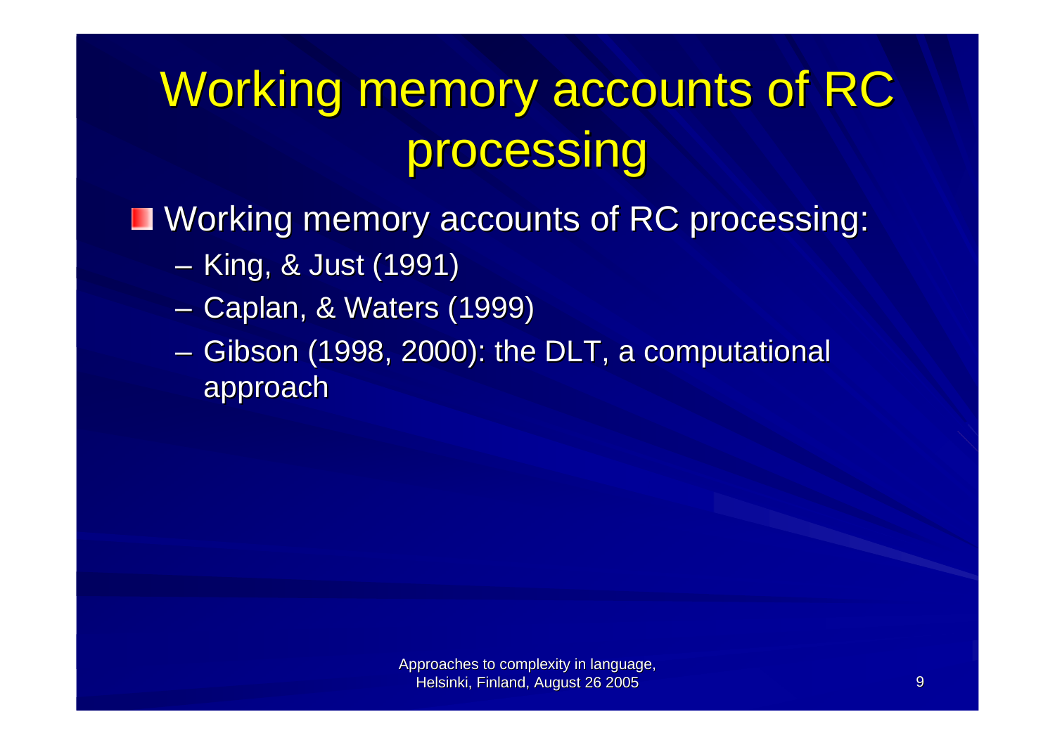# Working memory accounts of RC processing

- Working memory accounts of RC processing:
  - King, & Just (1991)
  - Caplan, & Waters (1999)
  - Gibson (1998, 2000): the DLT, a computational approach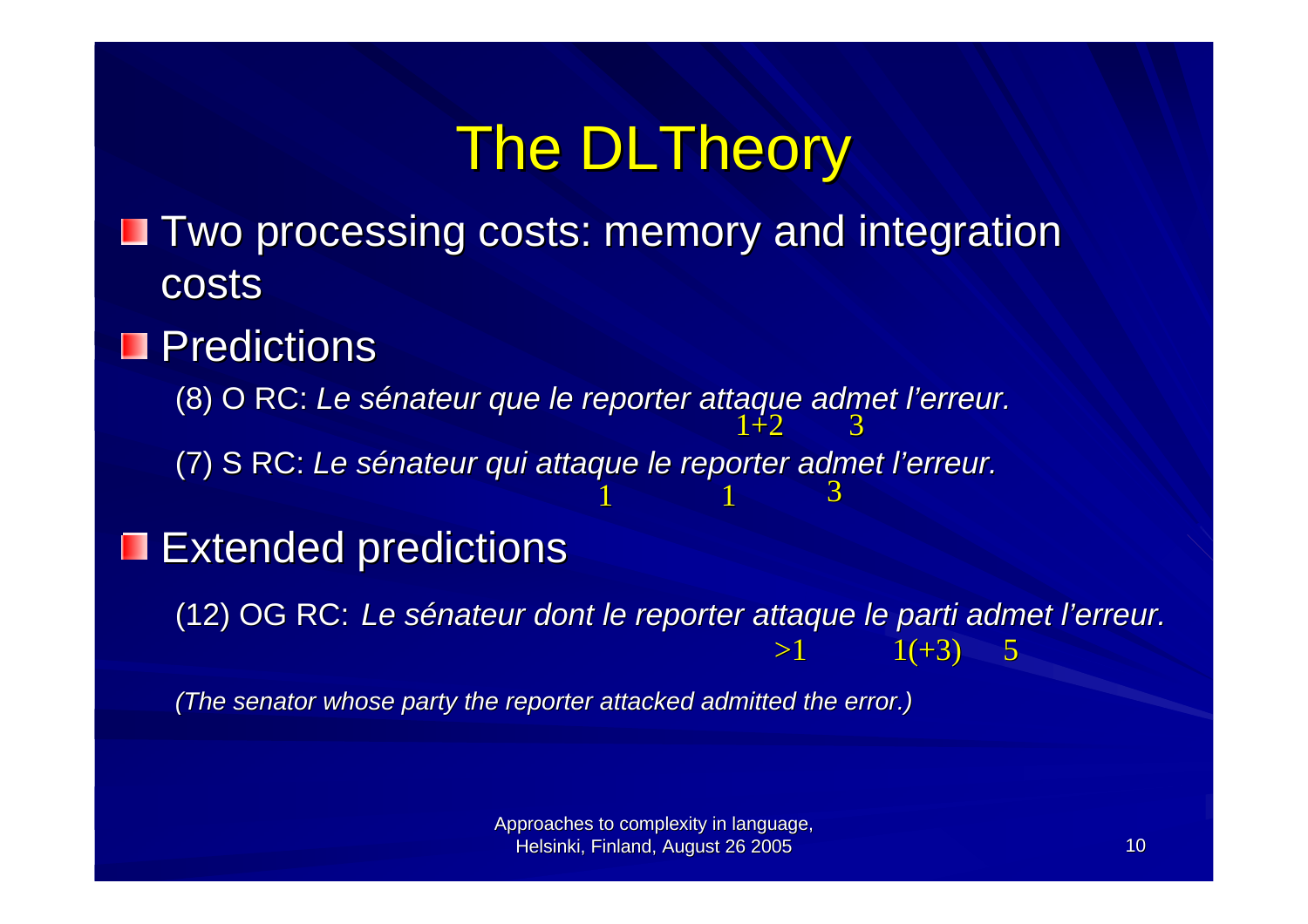# The DLTheory

- Two processing costs: memory and integration costs
- Predictions

  (8) O RC: *Le sénateur que le reporter attaque admet l'erreur.*

  ```
                                         1+2    3
  ```

  (7) S RC: *Le sénateur qui attaque le reporter admet l'erreur.*

  ```
                               1          1      3
  ```

- Extended predictions

  (12) OG RC: *Le sénateur dont le reporter attaque le parti admet l'erreur.*

  ```
                                             >1      1(+3)   5
  ```

  *(The senator whose party the reporter attacked admitted the error.)*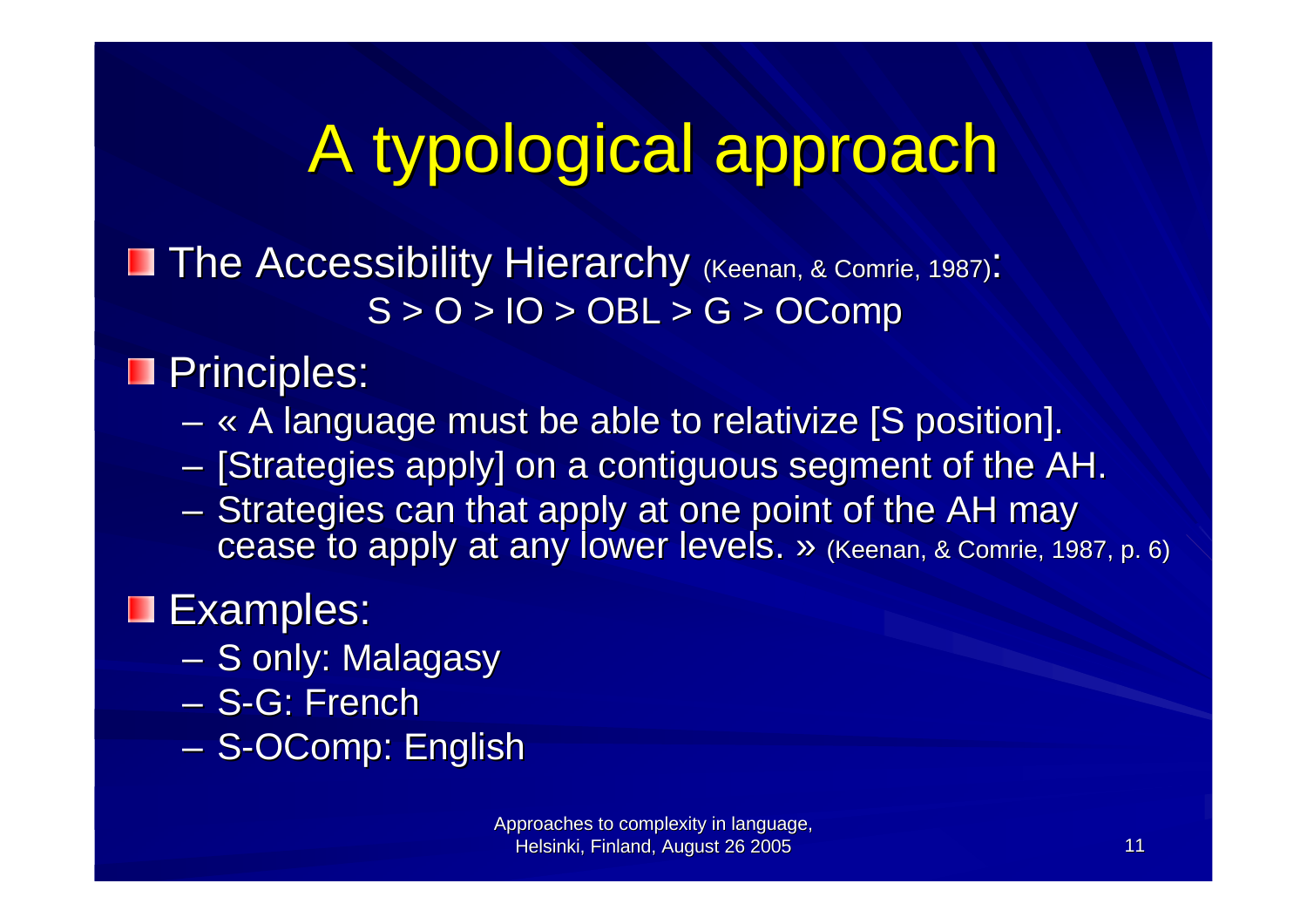# A typological approach

- The Accessibility Hierarchy (Keenan, & Comrie, 1987):
  S > O > IO > OBL > G > OComp
- Principles:
  - « A language must be able to relativize [S position].
  - [Strategies apply] on a contiguous segment of the AH.
  - Strategies can that apply at one point of the AH may cease to apply at any lower levels. » (Keenan, & Comrie, 1987, p. 6)
- Examples:
  - S only: Malagasy
  - S-G: French
  - S-OComp: English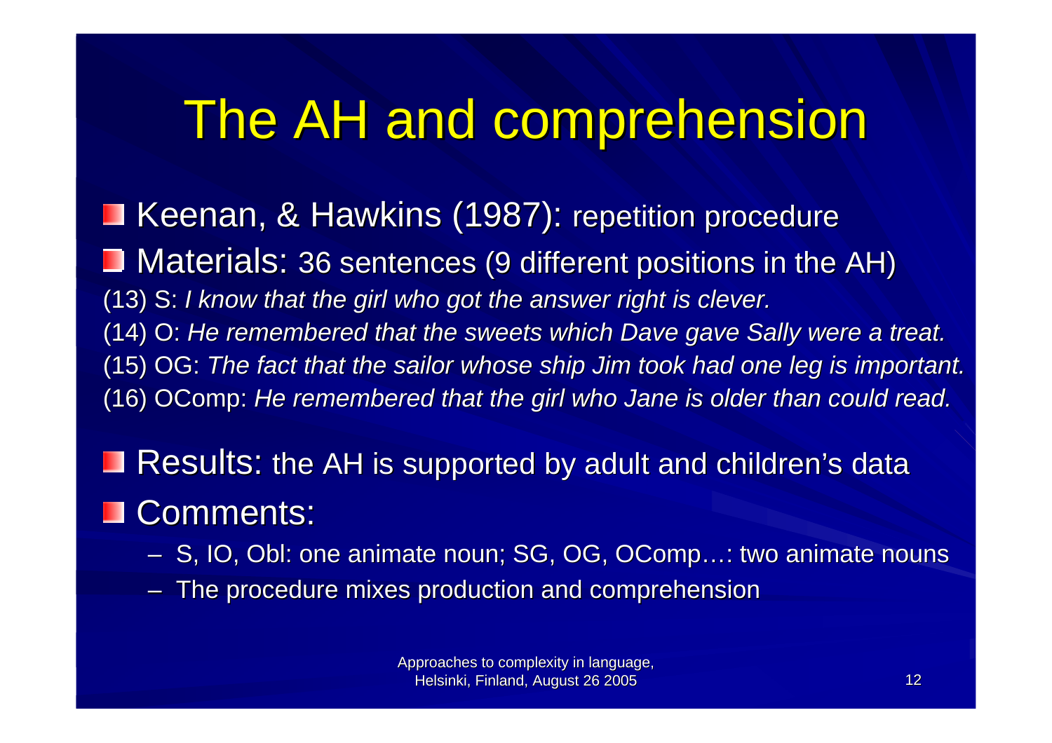# The AH and comprehension

- Keenan, & Hawkins (1987): repetition procedure
- Materials: 36 sentences (9 different positions in the AH)

(13) S: *I know that the girl who got the answer right is clever.*
(14) O: *He remembered that the sweets which Dave gave Sally were a treat.*
(15) OG: *The fact that the sailor whose ship Jim took had one leg is important.*
(16) OComp: *He remembered that the girl who Jane is older than could read.*

- Results: the AH is supported by adult and children's data
- Comments:
  - S, IO, Obl: one animate noun; SG, OG, OComp…: two animate nouns
  - The procedure mixes production and comprehension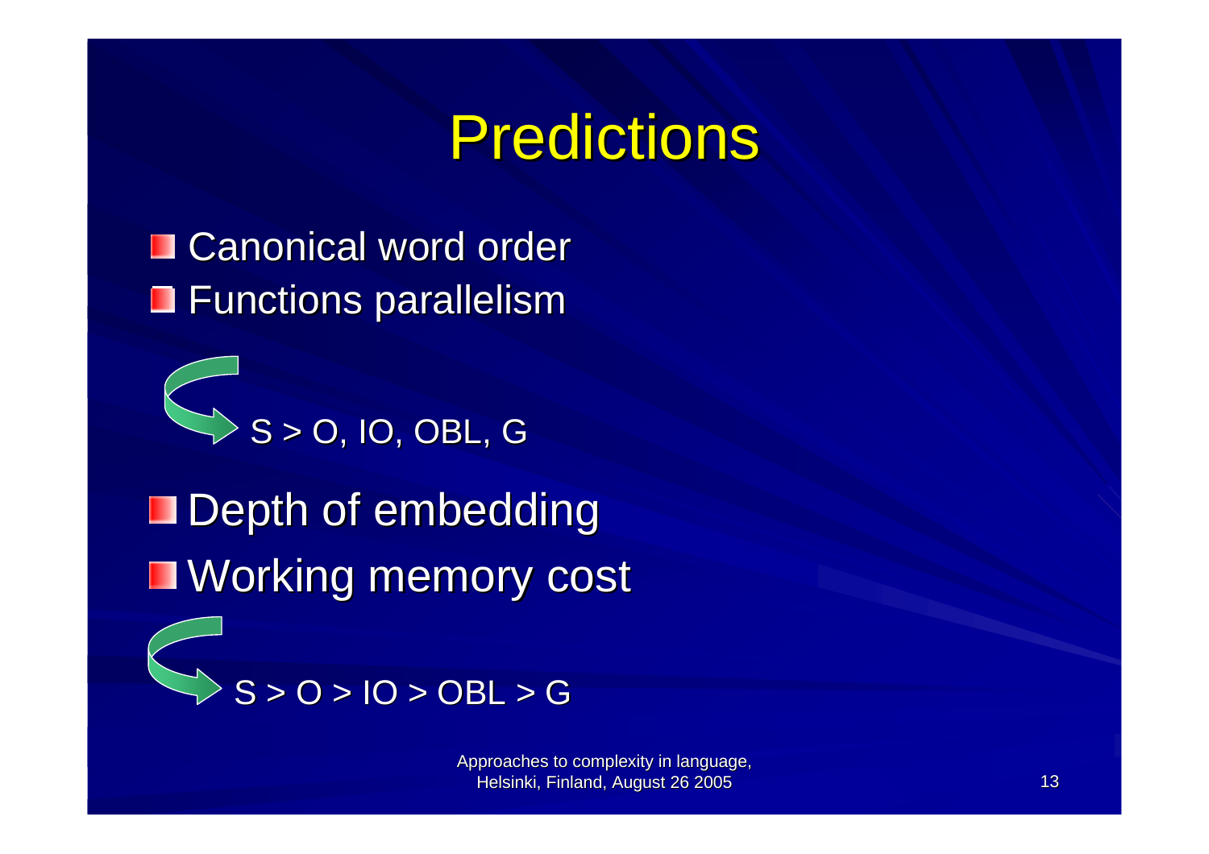# Predictions

- Canonical word order
- Functions parallelism

→ S > O, IO, OBL, G

- Depth of embedding
- Working memory cost

→ S > O > IO > OBL > G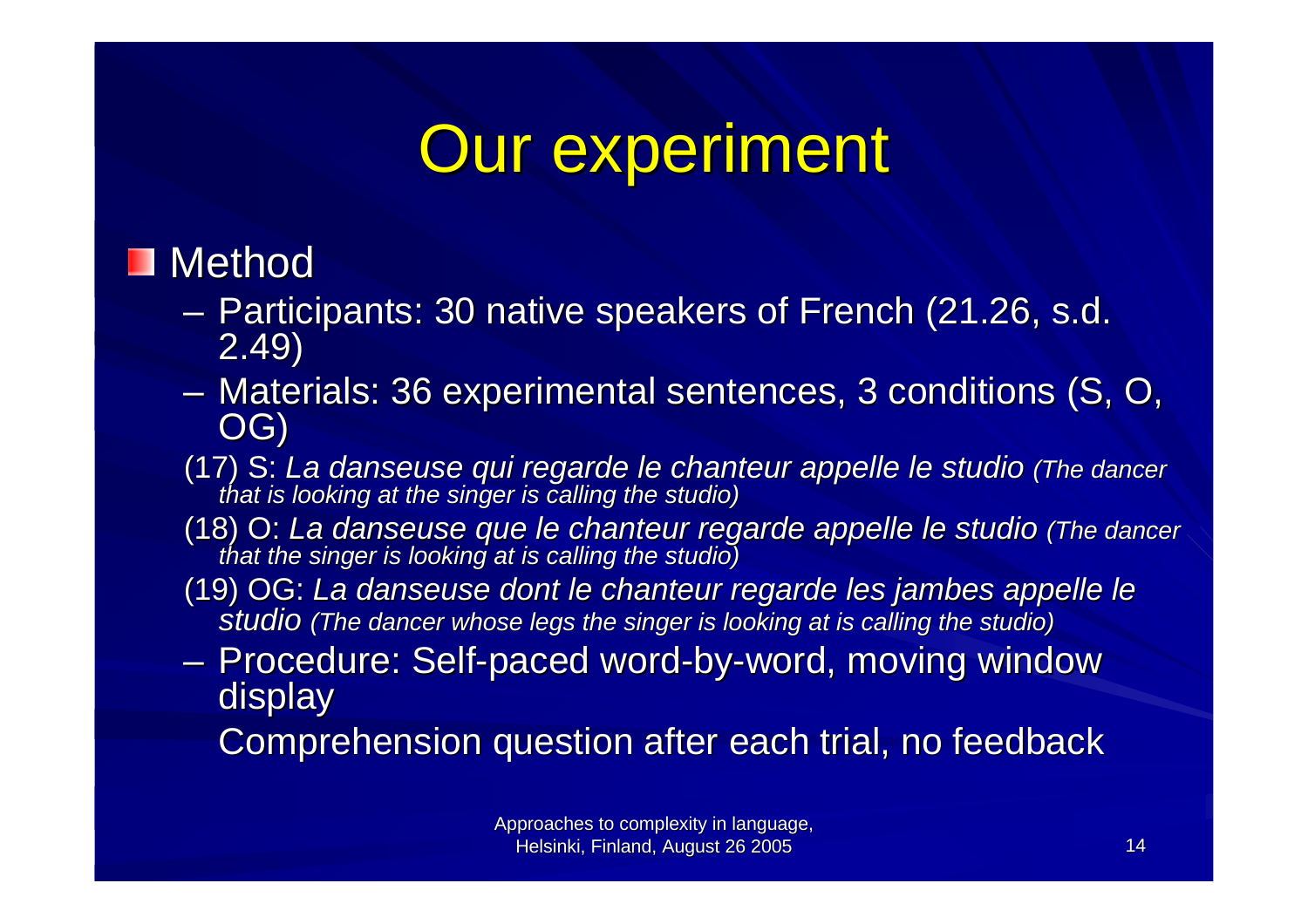# Our experiment

- Method
  - Participants: 30 native speakers of French (21.26, s.d. 2.49)
  - Materials: 36 experimental sentences, 3 conditions (S, O, OG)

  (17) S: *La danseuse qui regarde le chanteur appelle le studio (The dancer that is looking at the singer is calling the studio)*

  (18) O: *La danseuse que le chanteur regarde appelle le studio (The dancer that the singer is looking at is calling the studio)*

  (19) OG: *La danseuse dont le chanteur regarde les jambes appelle le studio (The dancer whose legs the singer is looking at is calling the studio)*

  - Procedure: Self-paced word-by-word, moving window display

    Comprehension question after each trial, no feedback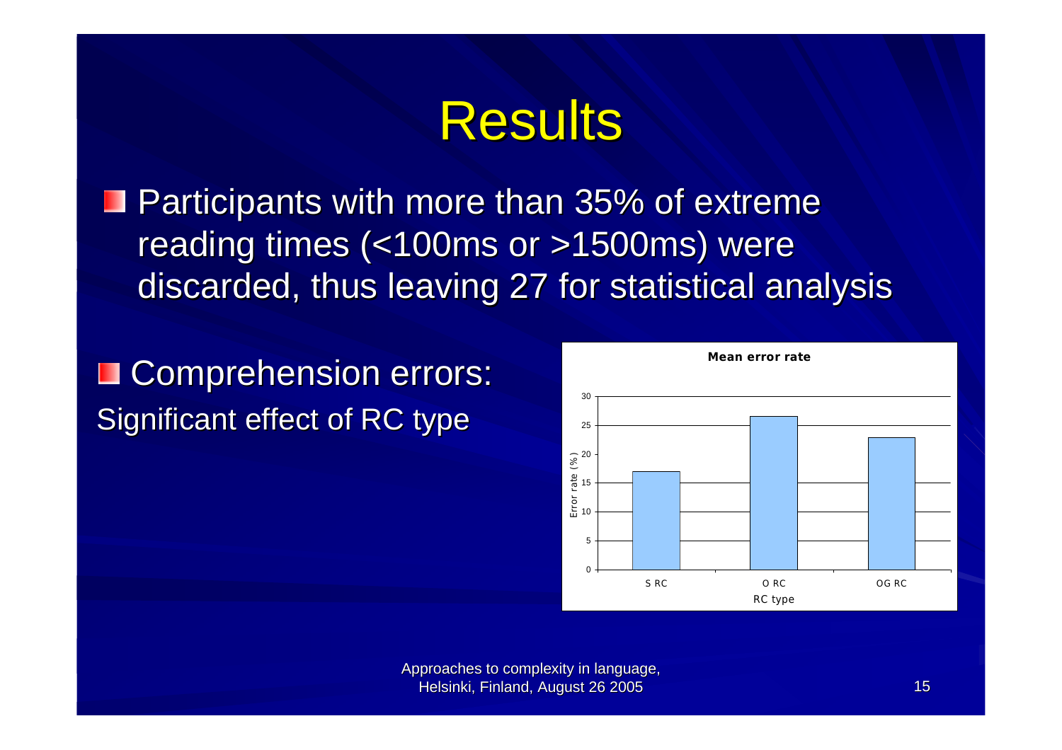# Results

- Participants with more than 35% of extreme reading times (<100ms or >1500ms) were discarded, thus leaving 27 for statistical analysis

- Comprehension errors:

Significant effect of RC type

**Mean error rate**

| RC type | Error rate (%) |
|---|---|
| S RC | 17 |
| O RC | 26.5 |
| OG RC | 23 |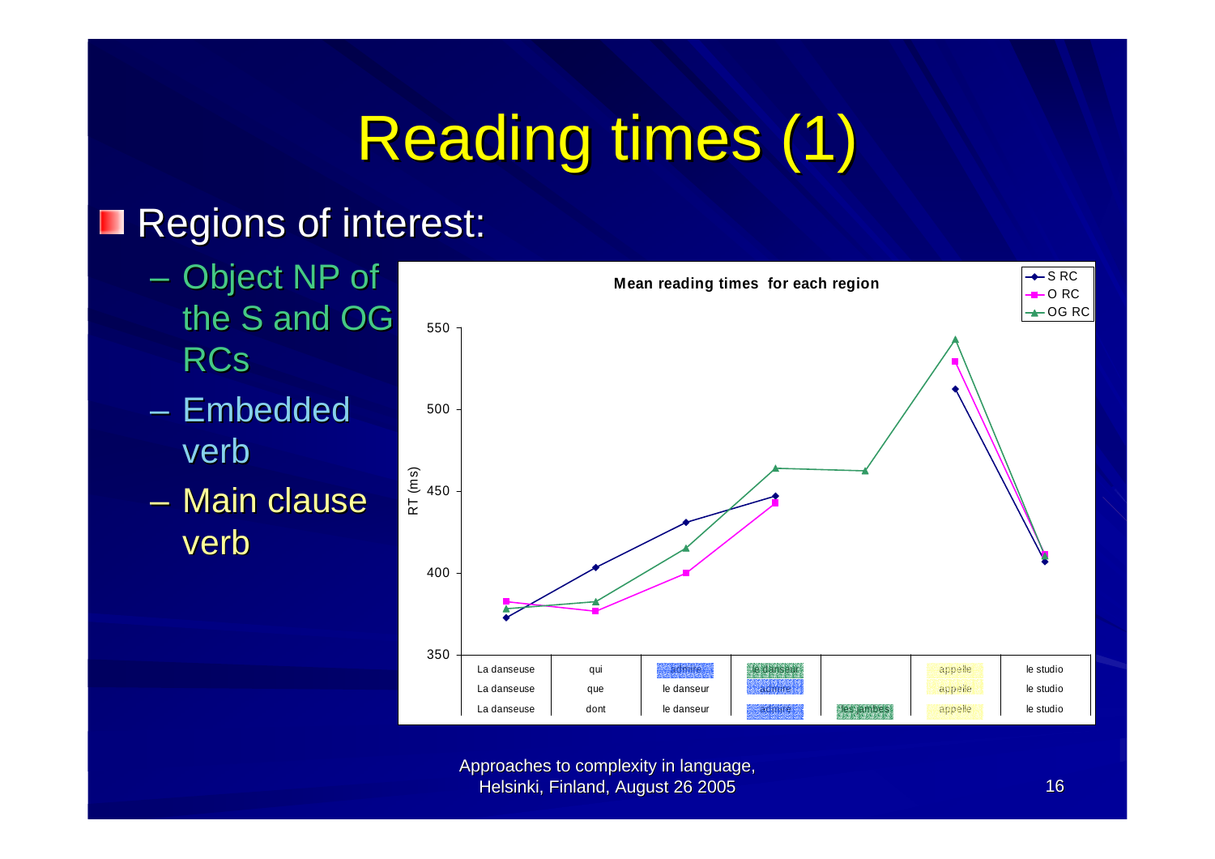# Reading times (1)

- Regions of interest:
  - Object NP of the S and OG RCs
  - Embedded verb
  - Main clause verb

**Mean reading times for each region**

RT (ms)

Legend: S RC, O RC, OG RC

| | | | | | | |
|---|---|---|---|---|---|---|
| La danseuse | qui | admire | le danseur | | appelle | le studio |
| La danseuse | que | le danseur | admire | | appelle | le studio |
| La danseuse | dont | le danseur | admire | les jambes | appelle | le studio |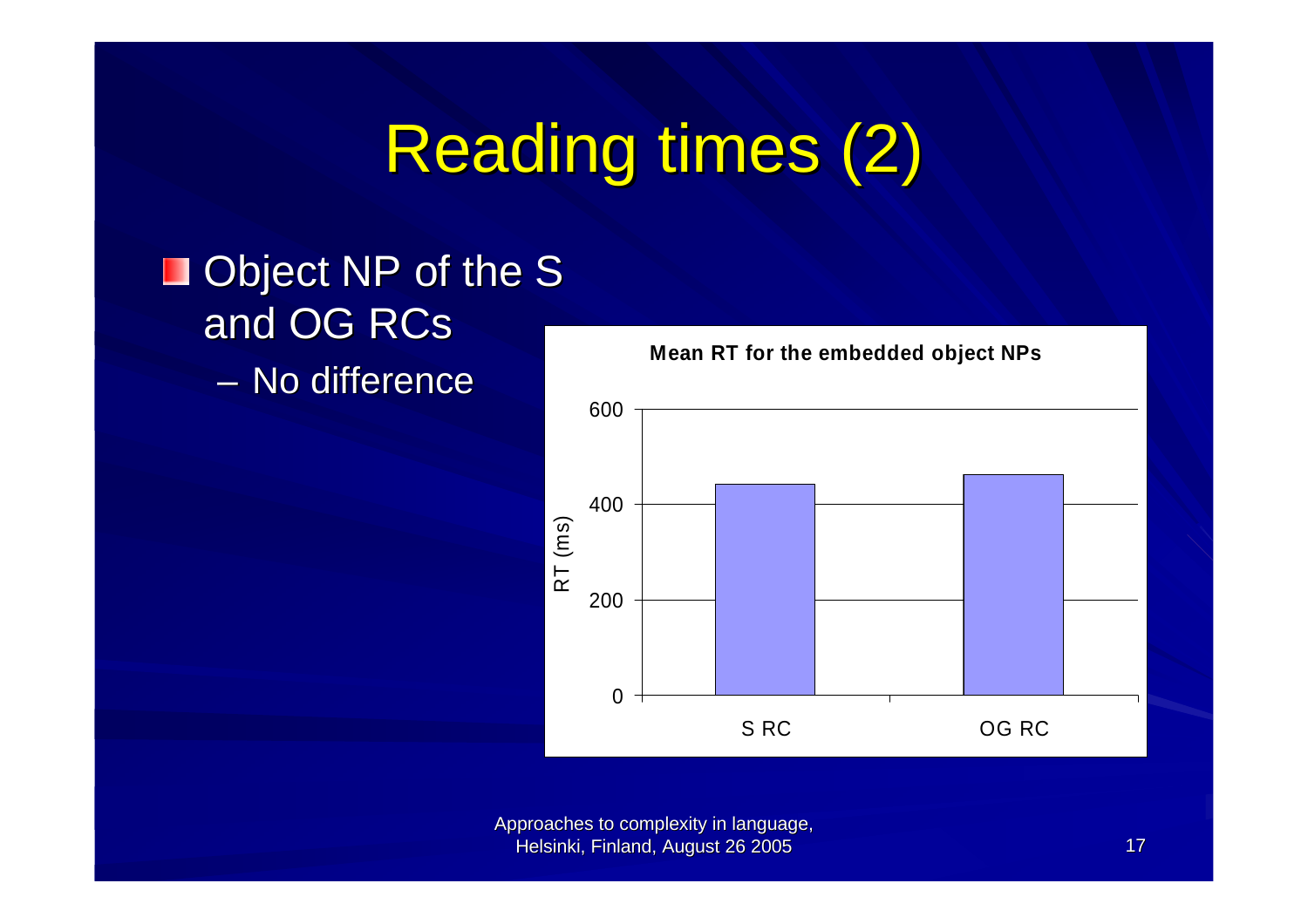# Reading times (2)

- Object NP of the S and OG RCs
  - No difference

**Mean RT for the embedded object NPs**

RT (ms): 0, 200, 400, 600

S RC, OG RC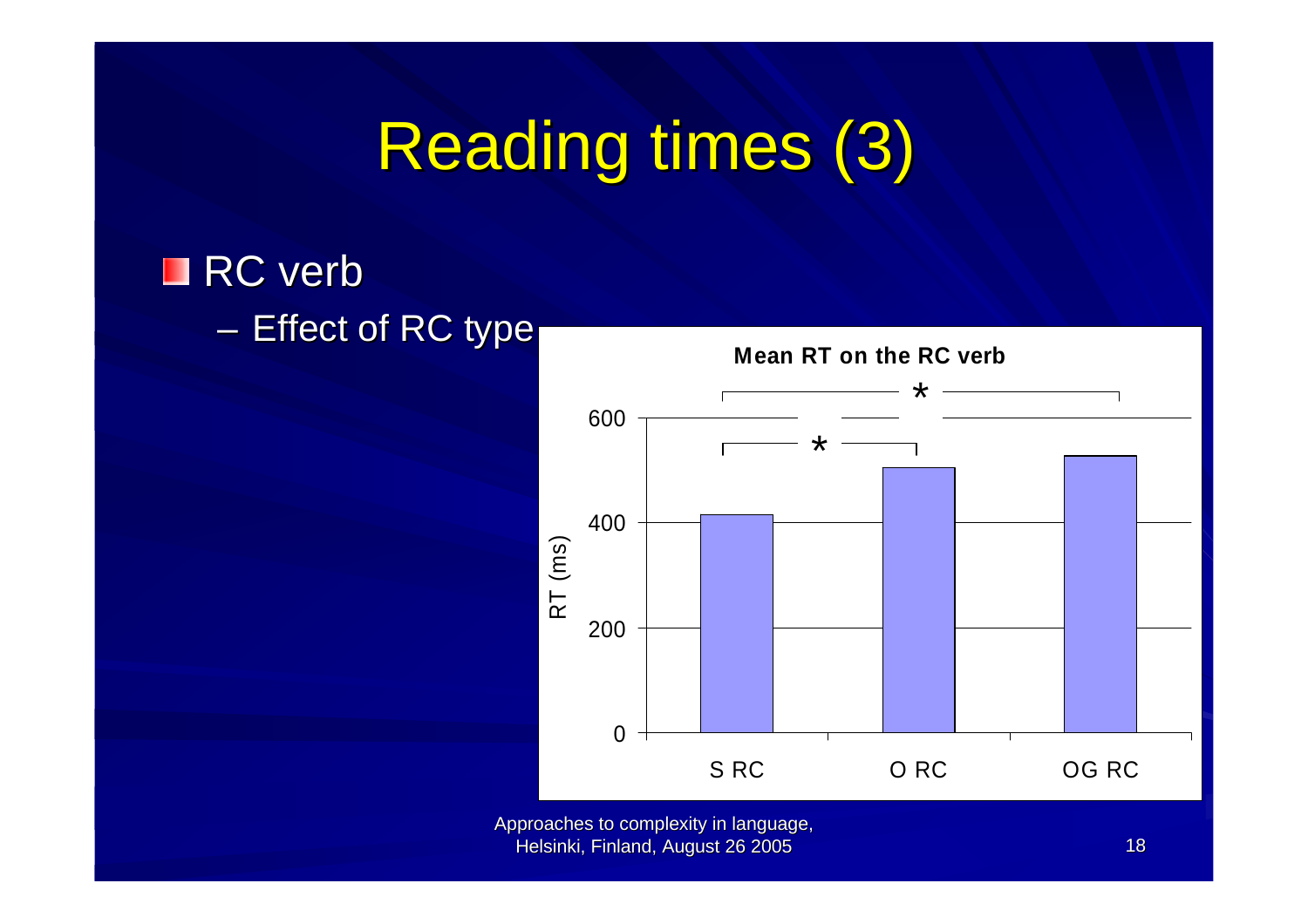# Reading times (3)

- RC verb
  - Effect of RC type

**Mean RT on the RC verb**

| | S RC | O RC | OG RC |
|---|---|---|---|
| RT (ms) | ~415 | ~505 | ~525 |

*Significant differences (*): S RC vs. O RC; S RC vs. OG RC*

Approaches to complexity in language, Helsinki, Finland, August 26 2005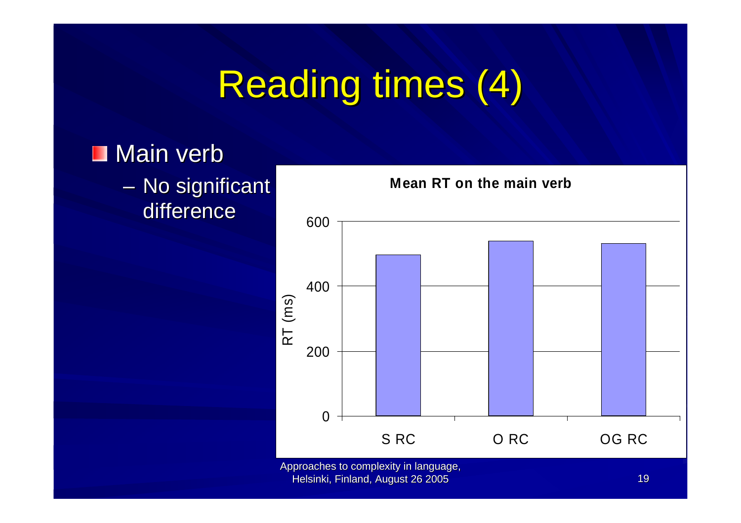# Reading times (4)

- Main verb
  - No significant difference

**Mean RT on the main verb**

RT (ms)

600

400

200

0

S RC    O RC    OG RC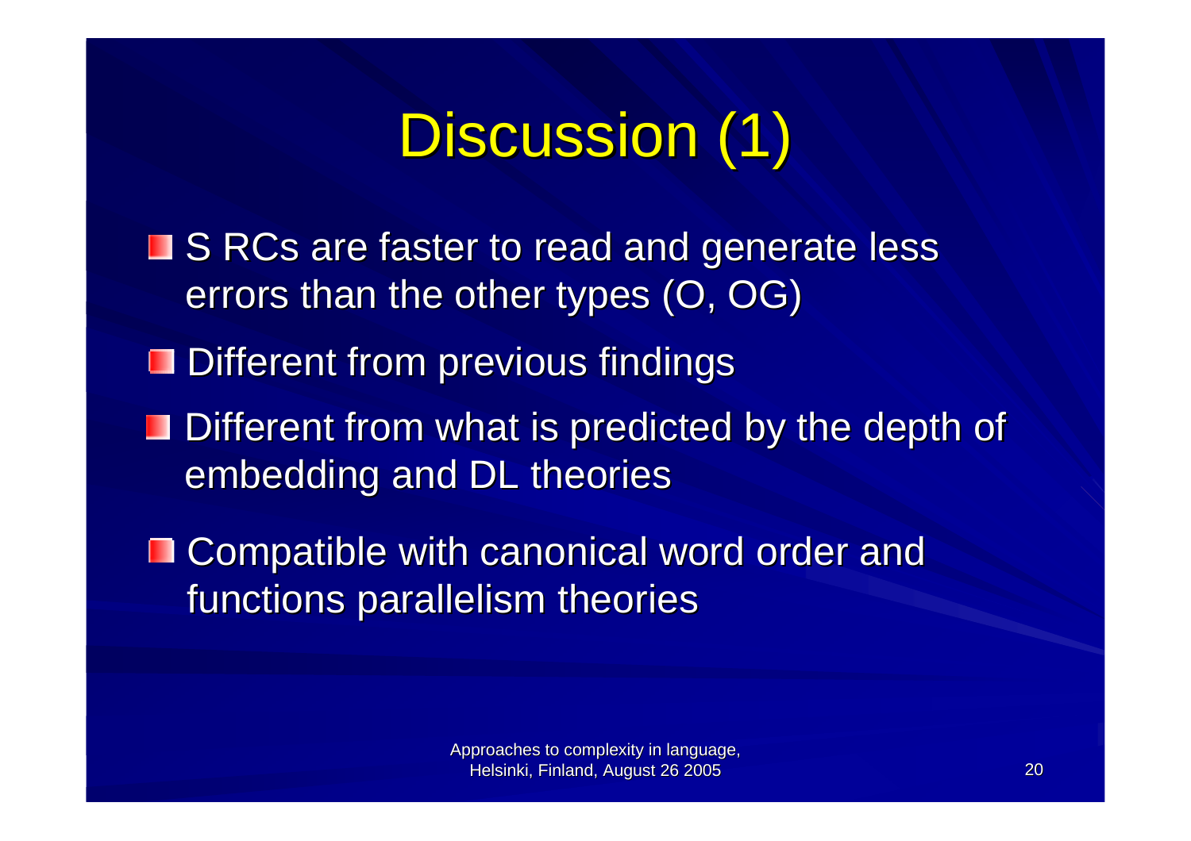# Discussion (1)

- S RCs are faster to read and generate less errors than the other types (O, OG)
- Different from previous findings
- Different from what is predicted by the depth of embedding and DL theories
- Compatible with canonical word order and functions parallelism theories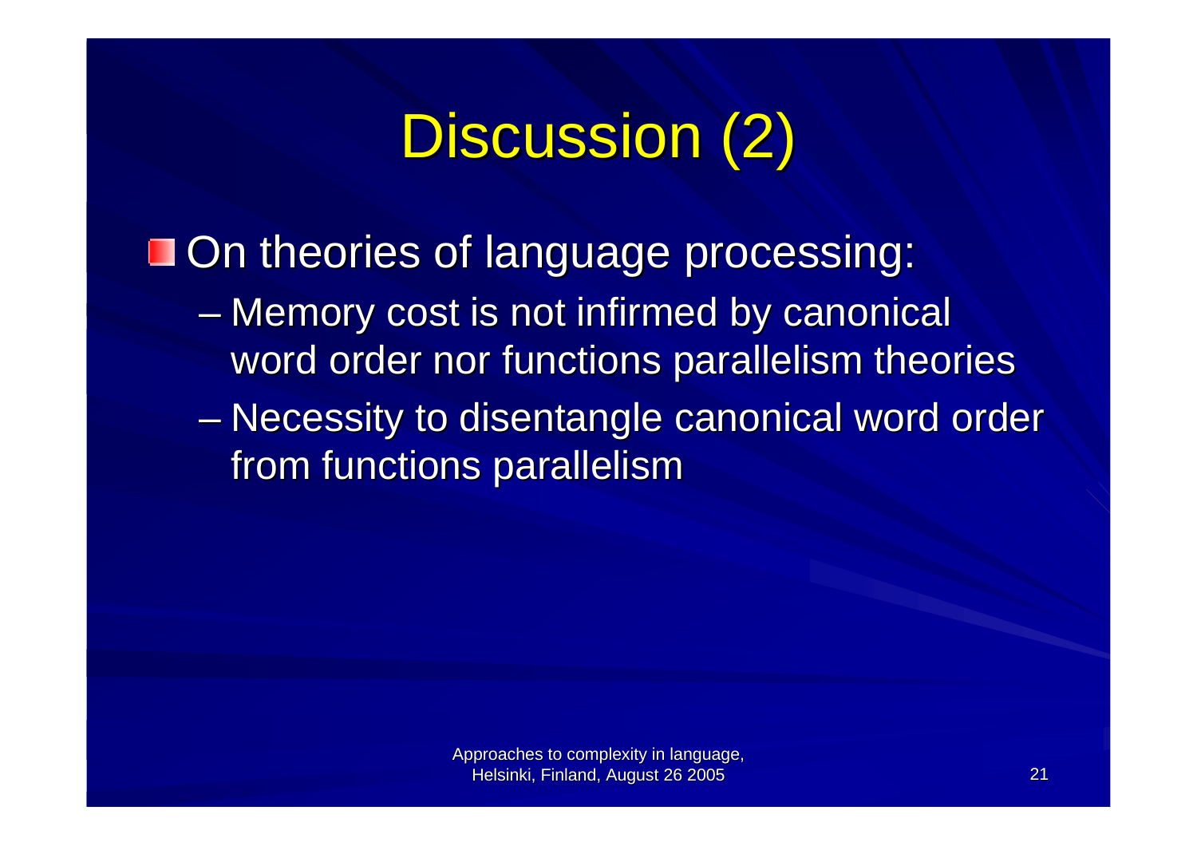# Discussion (2)

- On theories of language processing:
  - Memory cost is not infirmed by canonical word order nor functions parallelism theories
  - Necessity to disentangle canonical word order from functions parallelism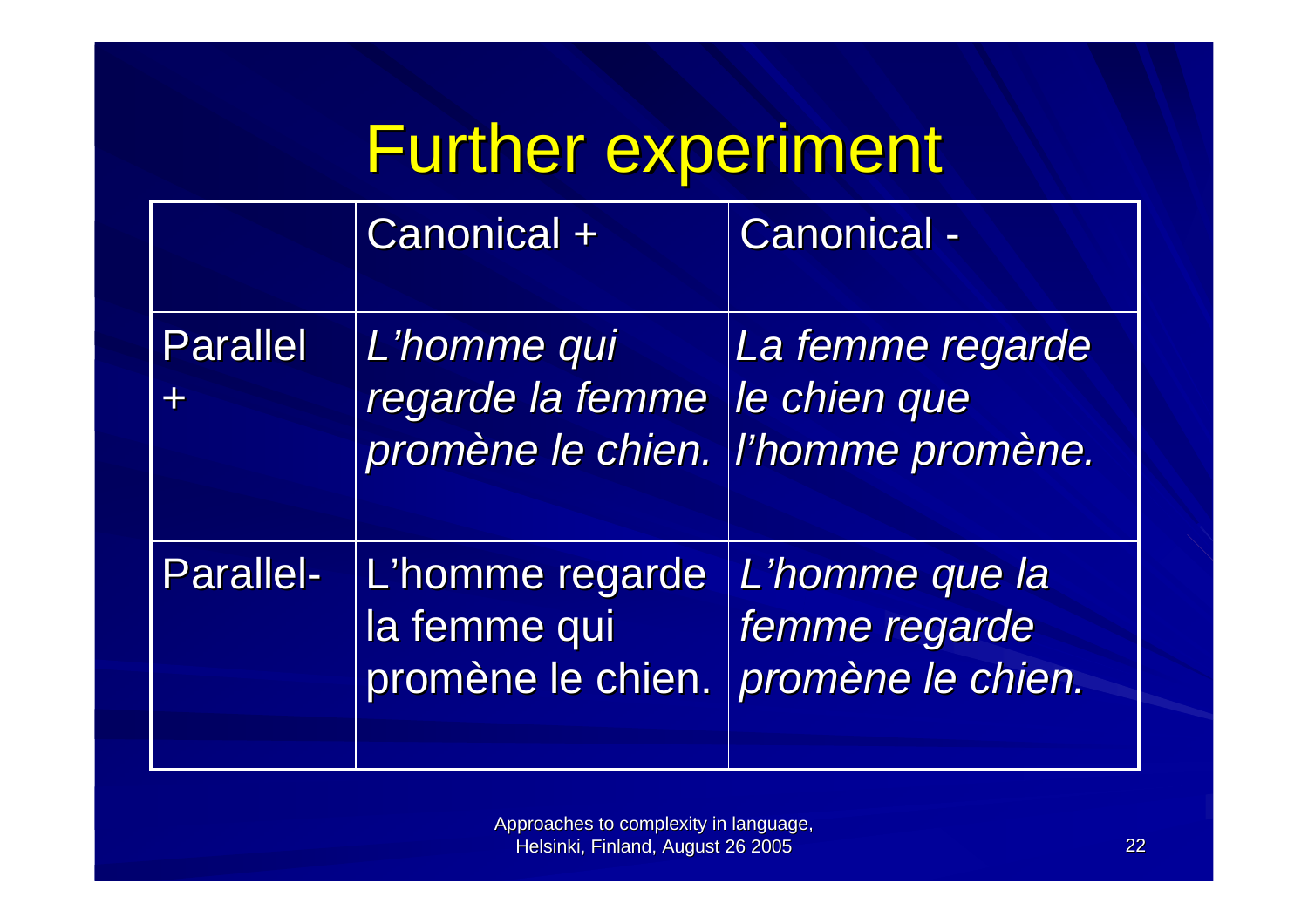# Further experiment

| | Canonical + | Canonical - |
|---|---|---|
| Parallel + | *L'homme qui regarde la femme promène le chien.* | *La femme regarde le chien que l'homme promène.* |
| Parallel- | L'homme regarde la femme qui promène le chien. | *L'homme que la femme regarde promène le chien.* |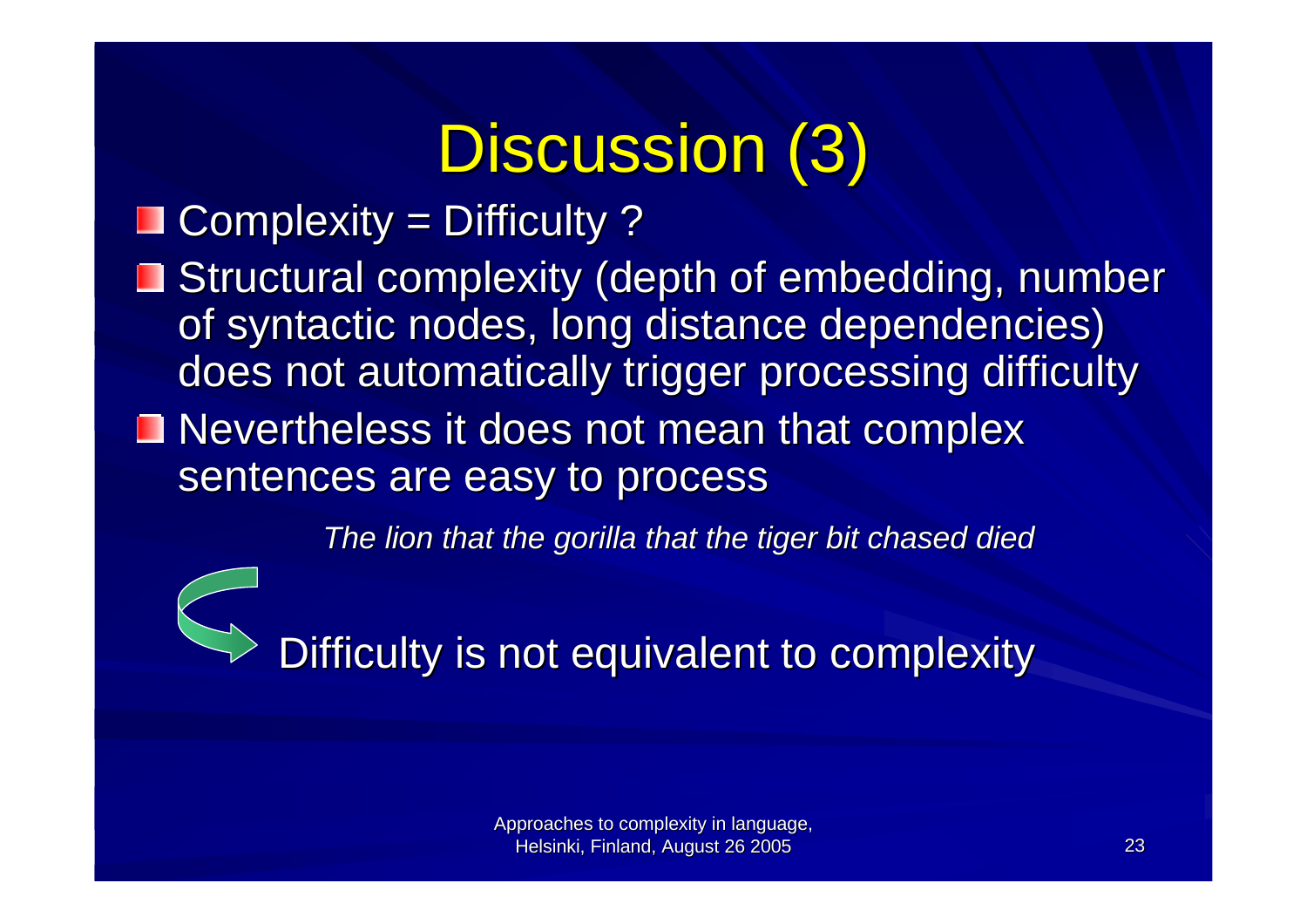# Discussion (3)

- Complexity = Difficulty ?
- Structural complexity (depth of embedding, number of syntactic nodes, long distance dependencies) does not automatically trigger processing difficulty
- Nevertheless it does not mean that complex sentences are easy to process

*The lion that the gorilla that the tiger bit chased died*

Difficulty is not equivalent to complexity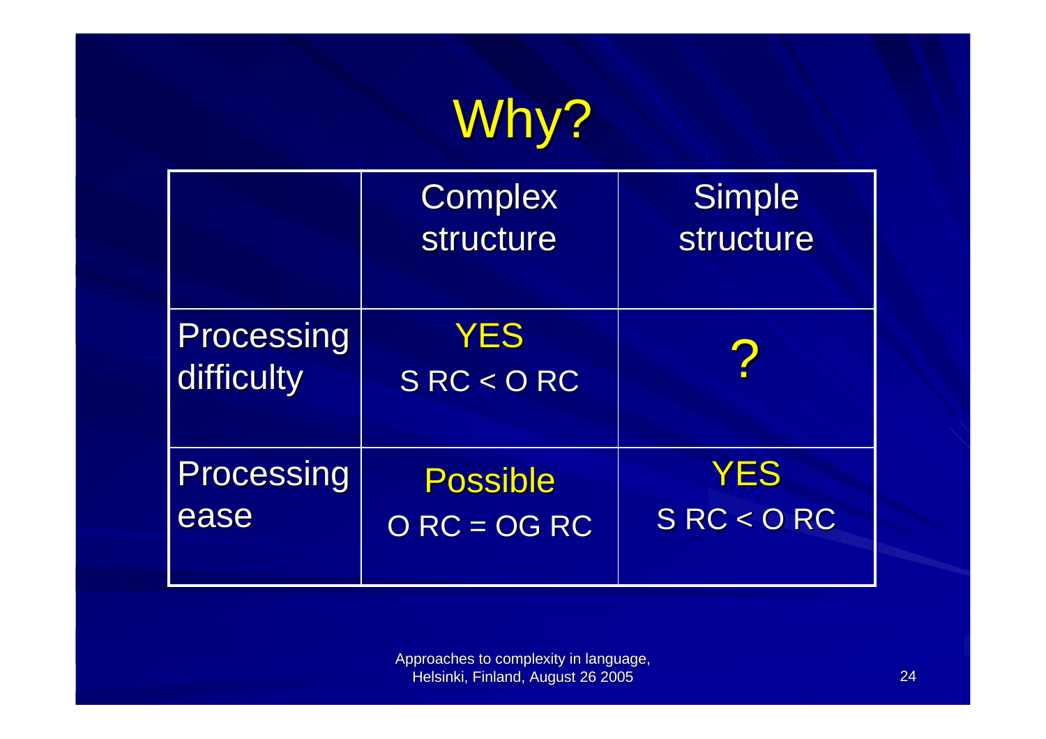# Why?

| | Complex structure | Simple structure |
|---|---|---|
| Processing difficulty | YES<br>S RC < O RC | ? |
| Processing ease | Possible<br>O RC = OG RC | YES<br>S RC < O RC |

Approaches to complexity in language, Helsinki, Finland, August 26 2005